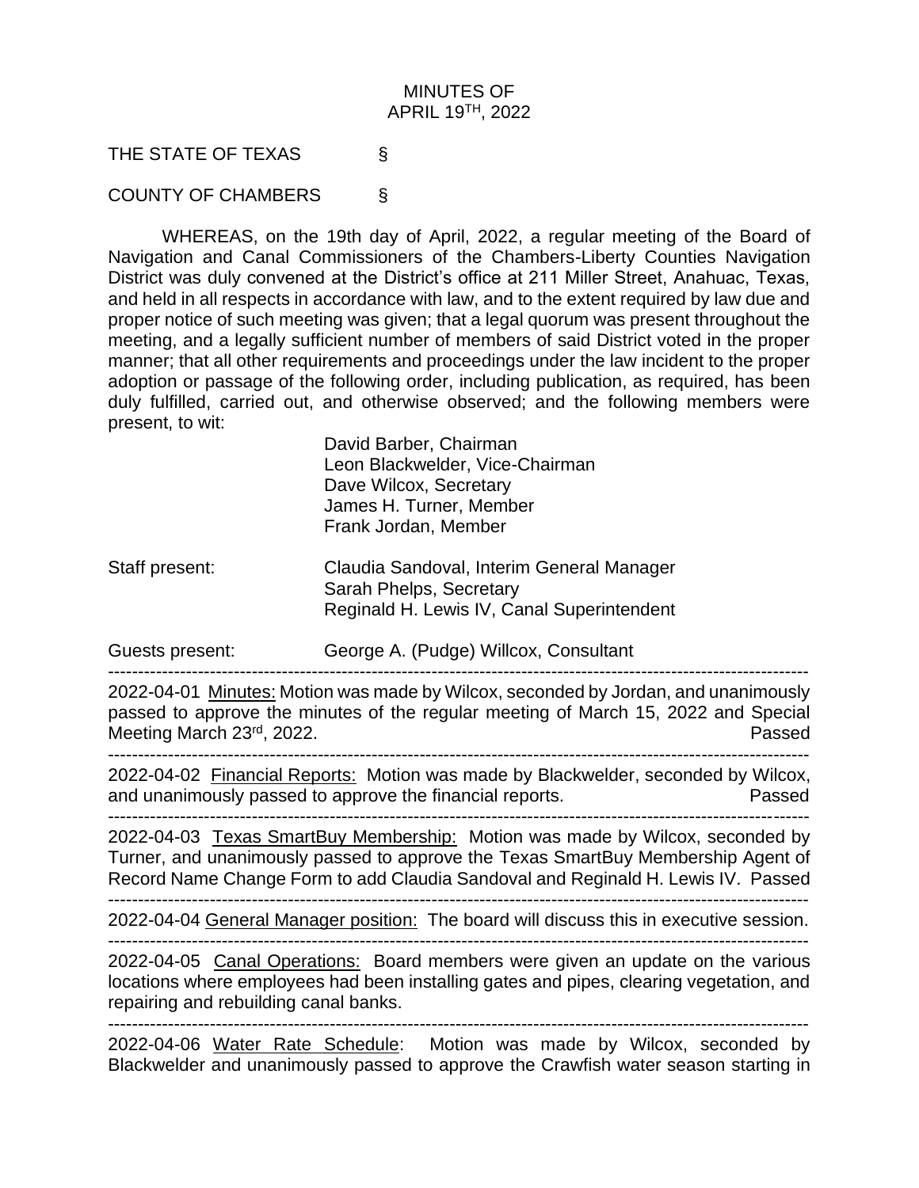MINUTES OF
APRIL 19TH, 2022

THE STATE OF TEXAS §

COUNTY OF CHAMBERS §

WHEREAS, on the 19th day of April, 2022, a regular meeting of the Board of Navigation and Canal Commissioners of the Chambers-Liberty Counties Navigation District was duly convened at the District's office at 211 Miller Street, Anahuac, Texas, and held in all respects in accordance with law, and to the extent required by law due and proper notice of such meeting was given; that a legal quorum was present throughout the meeting, and a legally sufficient number of members of said District voted in the proper manner; that all other requirements and proceedings under the law incident to the proper adoption or passage of the following order, including publication, as required, has been duly fulfilled, carried out, and otherwise observed; and the following members were present, to wit:

David Barber, Chairman
Leon Blackwelder, Vice-Chairman
Dave Wilcox, Secretary
James H. Turner, Member
Frank Jordan, Member

Staff present: Claudia Sandoval, Interim General Manager
Sarah Phelps, Secretary
Reginald H. Lewis IV, Canal Superintendent

Guests present: George A. (Pudge) Willcox, Consultant

---

2022-04-01 Minutes: Motion was made by Wilcox, seconded by Jordan, and unanimously passed to approve the minutes of the regular meeting of March 15, 2022 and Special Meeting March 23rd, 2022. Passed

---

2022-04-02 Financial Reports: Motion was made by Blackwelder, seconded by Wilcox, and unanimously passed to approve the financial reports. Passed

---

2022-04-03 Texas SmartBuy Membership: Motion was made by Wilcox, seconded by Turner, and unanimously passed to approve the Texas SmartBuy Membership Agent of Record Name Change Form to add Claudia Sandoval and Reginald H. Lewis IV. Passed

---

2022-04-04 General Manager position: The board will discuss this in executive session.

---

2022-04-05 Canal Operations: Board members were given an update on the various locations where employees had been installing gates and pipes, clearing vegetation, and repairing and rebuilding canal banks.

---

2022-04-06 Water Rate Schedule: Motion was made by Wilcox, seconded by Blackwelder and unanimously passed to approve the Crawfish water season starting in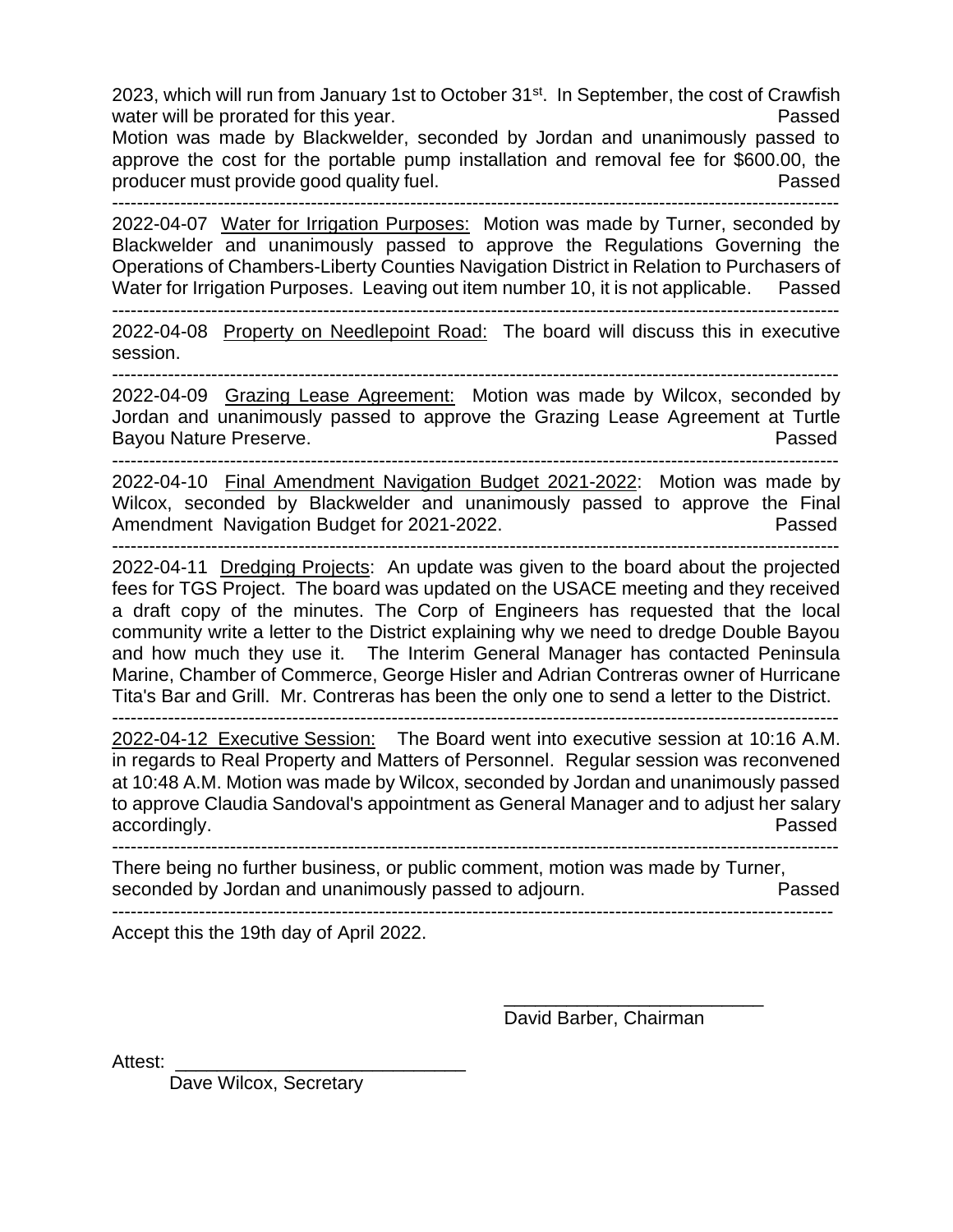2023, which will run from January 1st to October 31st. In September, the cost of Crawfish water will be prorated for this year. Passed

Motion was made by Blackwelder, seconded by Jordan and unanimously passed to approve the cost for the portable pump installation and removal fee for $600.00, the producer must provide good quality fuel. Passed

---

2022-04-07 Water for Irrigation Purposes: Motion was made by Turner, seconded by Blackwelder and unanimously passed to approve the Regulations Governing the Operations of Chambers-Liberty Counties Navigation District in Relation to Purchasers of Water for Irrigation Purposes. Leaving out item number 10, it is not applicable. Passed

---

2022-04-08 Property on Needlepoint Road: The board will discuss this in executive session.

---

2022-04-09 Grazing Lease Agreement: Motion was made by Wilcox, seconded by Jordan and unanimously passed to approve the Grazing Lease Agreement at Turtle Bayou Nature Preserve. Passed

---

2022-04-10 Final Amendment Navigation Budget 2021-2022: Motion was made by Wilcox, seconded by Blackwelder and unanimously passed to approve the Final Amendment Navigation Budget for 2021-2022. Passed

---

2022-04-11 Dredging Projects: An update was given to the board about the projected fees for TGS Project. The board was updated on the USACE meeting and they received a draft copy of the minutes. The Corp of Engineers has requested that the local community write a letter to the District explaining why we need to dredge Double Bayou and how much they use it. The Interim General Manager has contacted Peninsula Marine, Chamber of Commerce, George Hisler and Adrian Contreras owner of Hurricane Tita's Bar and Grill. Mr. Contreras has been the only one to send a letter to the District.

---

2022-04-12 Executive Session: The Board went into executive session at 10:16 A.M. in regards to Real Property and Matters of Personnel. Regular session was reconvened at 10:48 A.M. Motion was made by Wilcox, seconded by Jordan and unanimously passed to approve Claudia Sandoval's appointment as General Manager and to adjust her salary accordingly. Passed

---

There being no further business, or public comment, motion was made by Turner, seconded by Jordan and unanimously passed to adjourn. Passed

---

Accept this the 19th day of April 2022.

\_\_\_\_\_\_\_\_\_\_\_\_\_\_\_\_\_\_\_\_\_\_\_\_\_\_
David Barber, Chairman

Attest: \_\_\_\_\_\_\_\_\_\_\_\_\_\_\_\_\_\_\_\_\_\_\_\_\_\_\_\_
Dave Wilcox, Secretary